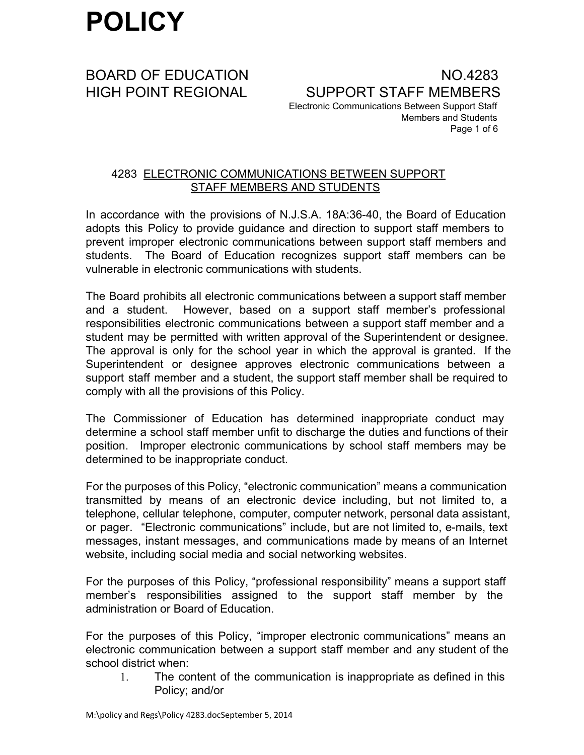# POLICY

BOARD OF EDUCATION
HIGH POINT REGIONAL

NO.4283
SUPPORT STAFF MEMBERS
Electronic Communications Between Support Staff Members and Students

## 4283 ELECTRONIC COMMUNICATIONS BETWEEN SUPPORT STAFF MEMBERS AND STUDENTS

In accordance with the provisions of N.J.S.A. 18A:36-40, the Board of Education adopts this Policy to provide guidance and direction to support staff members to prevent improper electronic communications between support staff members and students. The Board of Education recognizes support staff members can be vulnerable in electronic communications with students.

The Board prohibits all electronic communications between a support staff member and a student. However, based on a support staff member's professional responsibilities electronic communications between a support staff member and a student may be permitted with written approval of the Superintendent or designee. The approval is only for the school year in which the approval is granted. If the Superintendent or designee approves electronic communications between a support staff member and a student, the support staff member shall be required to comply with all the provisions of this Policy.

The Commissioner of Education has determined inappropriate conduct may determine a school staff member unfit to discharge the duties and functions of their position. Improper electronic communications by school staff members may be determined to be inappropriate conduct.

For the purposes of this Policy, "electronic communication" means a communication transmitted by means of an electronic device including, but not limited to, a telephone, cellular telephone, computer, computer network, personal data assistant, or pager. "Electronic communications" include, but are not limited to, e-mails, text messages, instant messages, and communications made by means of an Internet website, including social media and social networking websites.

For the purposes of this Policy, "professional responsibility" means a support staff member's responsibilities assigned to the support staff member by the administration or Board of Education.

For the purposes of this Policy, "improper electronic communications" means an electronic communication between a support staff member and any student of the school district when:

1. The content of the communication is inappropriate as defined in this Policy; and/or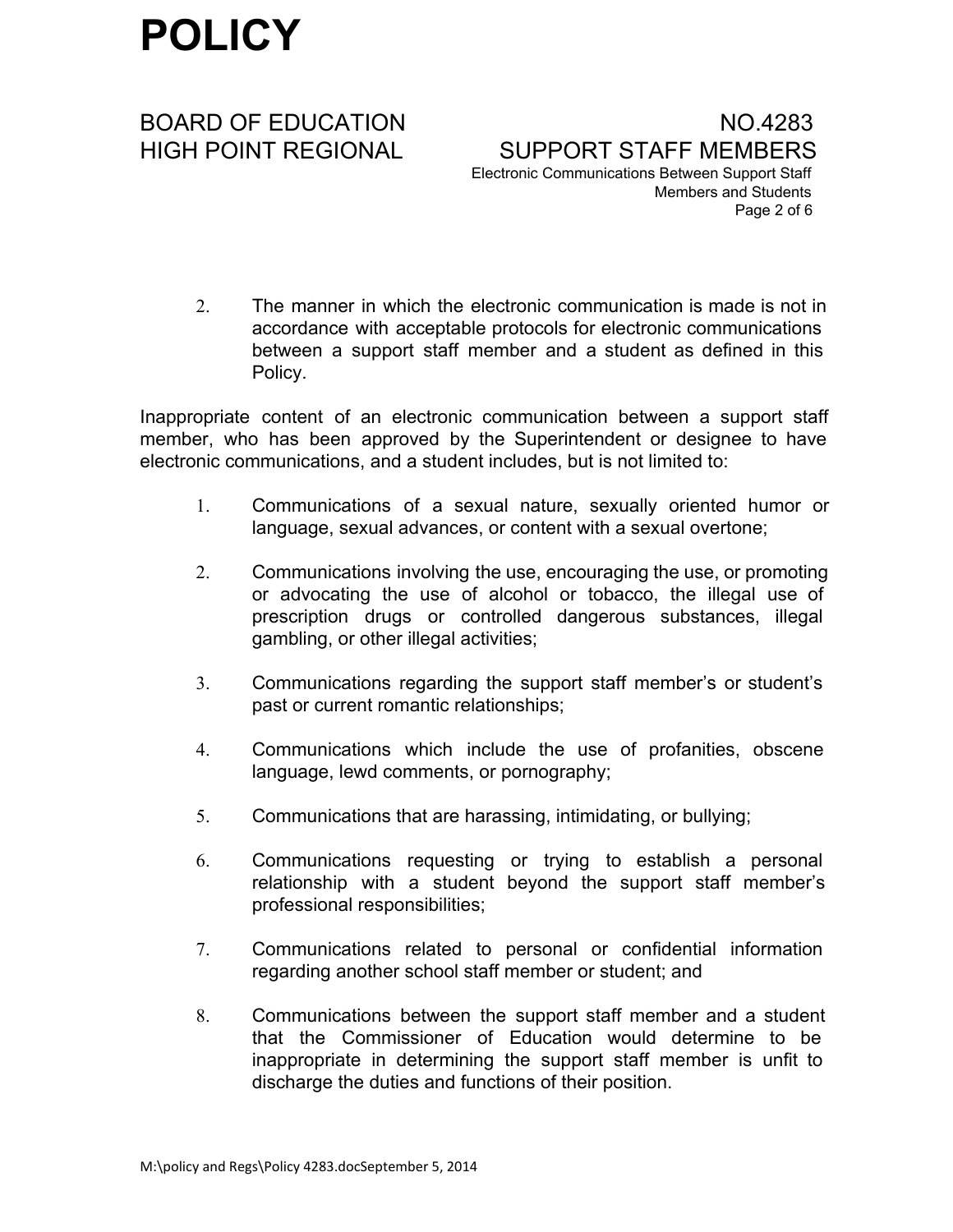2. The manner in which the electronic communication is made is not in accordance with acceptable protocols for electronic communications between a support staff member and a student as defined in this Policy.

Inappropriate content of an electronic communication between a support staff member, who has been approved by the Superintendent or designee to have electronic communications, and a student includes, but is not limited to:

1. Communications of a sexual nature, sexually oriented humor or language, sexual advances, or content with a sexual overtone;

2. Communications involving the use, encouraging the use, or promoting or advocating the use of alcohol or tobacco, the illegal use of prescription drugs or controlled dangerous substances, illegal gambling, or other illegal activities;

3. Communications regarding the support staff member's or student's past or current romantic relationships;

4. Communications which include the use of profanities, obscene language, lewd comments, or pornography;

5. Communications that are harassing, intimidating, or bullying;

6. Communications requesting or trying to establish a personal relationship with a student beyond the support staff member's professional responsibilities;

7. Communications related to personal or confidential information regarding another school staff member or student; and

8. Communications between the support staff member and a student that the Commissioner of Education would determine to be inappropriate in determining the support staff member is unfit to discharge the duties and functions of their position.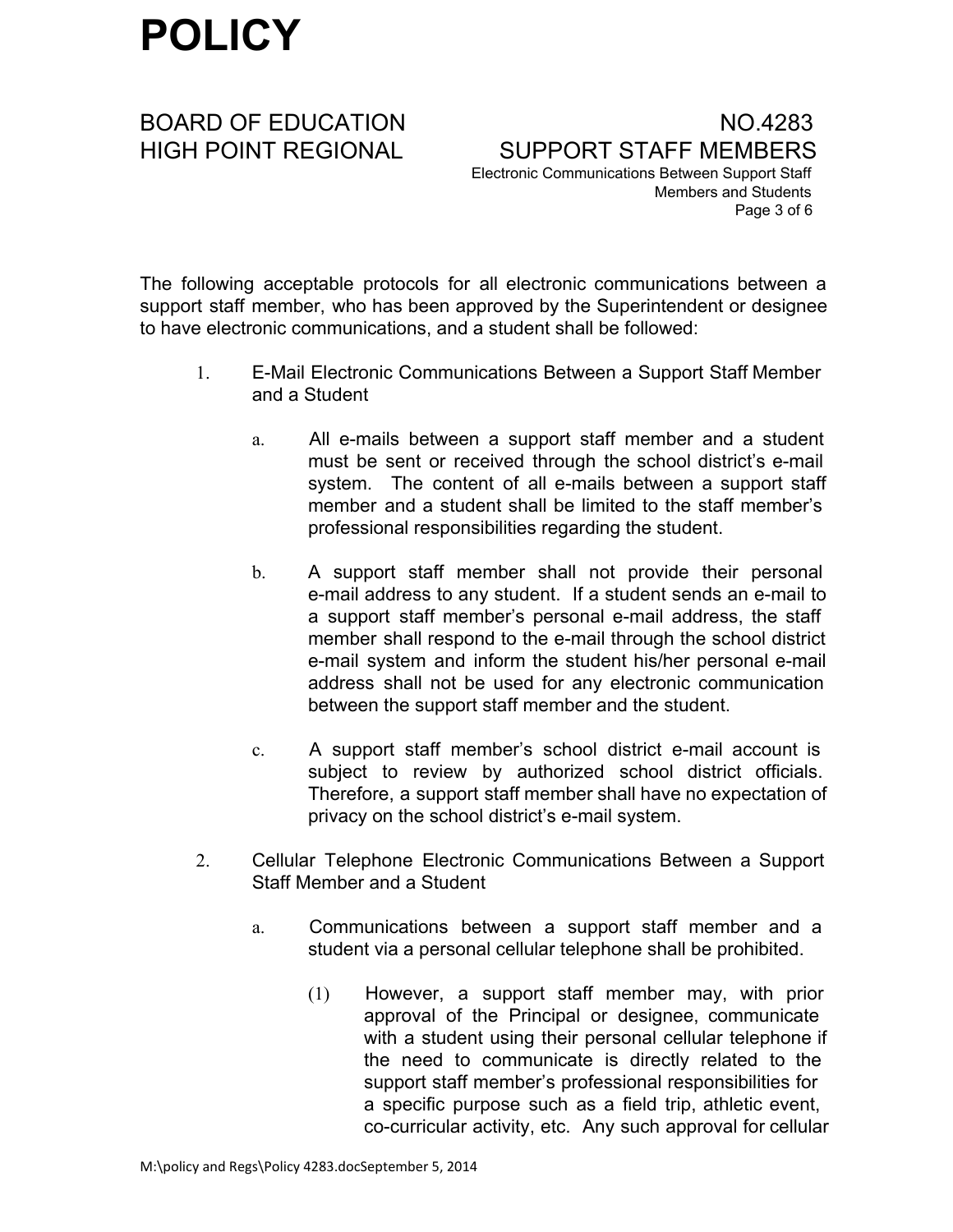The following acceptable protocols for all electronic communications between a support staff member, who has been approved by the Superintendent or designee to have electronic communications, and a student shall be followed:

1. E-Mail Electronic Communications Between a Support Staff Member and a Student

   a. All e-mails between a support staff member and a student must be sent or received through the school district's e-mail system. The content of all e-mails between a support staff member and a student shall be limited to the staff member's professional responsibilities regarding the student.

   b. A support staff member shall not provide their personal e-mail address to any student. If a student sends an e-mail to a support staff member's personal e-mail address, the staff member shall respond to the e-mail through the school district e-mail system and inform the student his/her personal e-mail address shall not be used for any electronic communication between the support staff member and the student.

   c. A support staff member's school district e-mail account is subject to review by authorized school district officials. Therefore, a support staff member shall have no expectation of privacy on the school district's e-mail system.

2. Cellular Telephone Electronic Communications Between a Support Staff Member and a Student

   a. Communications between a support staff member and a student via a personal cellular telephone shall be prohibited.

      (1) However, a support staff member may, with prior approval of the Principal or designee, communicate with a student using their personal cellular telephone if the need to communicate is directly related to the support staff member's professional responsibilities for a specific purpose such as a field trip, athletic event, co-curricular activity, etc. Any such approval for cellular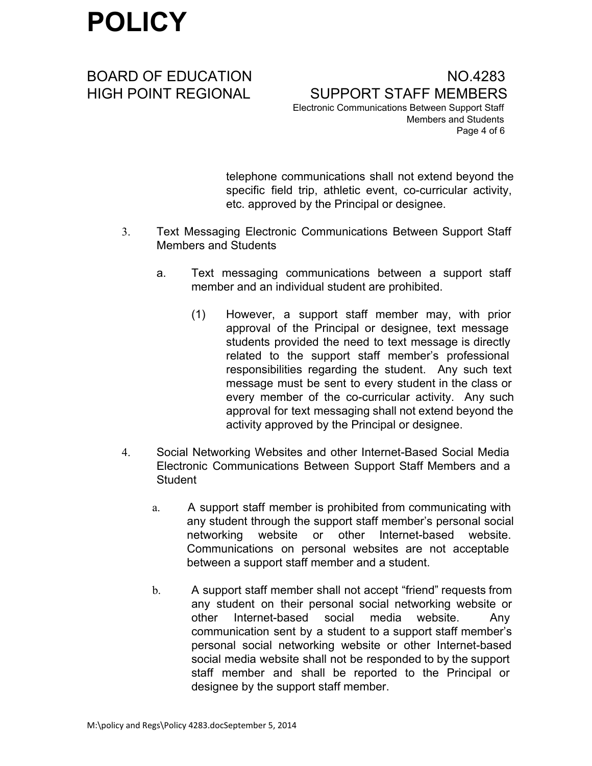telephone communications shall not extend beyond the specific field trip, athletic event, co-curricular activity, etc. approved by the Principal or designee.

3. Text Messaging Electronic Communications Between Support Staff Members and Students

   a. Text messaging communications between a support staff member and an individual student are prohibited.

      (1) However, a support staff member may, with prior approval of the Principal or designee, text message students provided the need to text message is directly related to the support staff member's professional responsibilities regarding the student. Any such text message must be sent to every student in the class or every member of the co-curricular activity. Any such approval for text messaging shall not extend beyond the activity approved by the Principal or designee.

4. Social Networking Websites and other Internet-Based Social Media Electronic Communications Between Support Staff Members and a Student

   a. A support staff member is prohibited from communicating with any student through the support staff member's personal social networking website or other Internet-based website. Communications on personal websites are not acceptable between a support staff member and a student.

   b. A support staff member shall not accept "friend" requests from any student on their personal social networking website or other Internet-based social media website. Any communication sent by a student to a support staff member's personal social networking website or other Internet-based social media website shall not be responded to by the support staff member and shall be reported to the Principal or designee by the support staff member.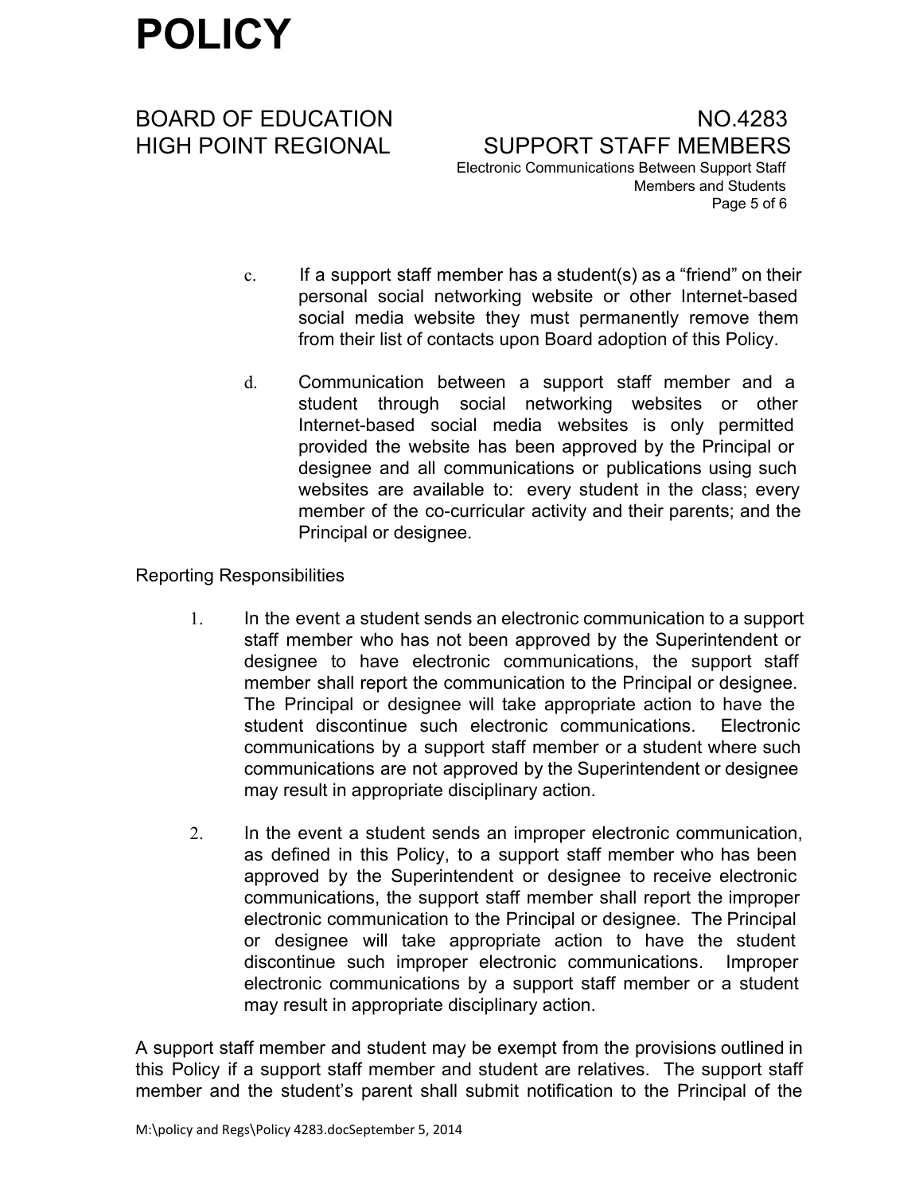c. If a support staff member has a student(s) as a "friend" on their personal social networking website or other Internet-based social media website they must permanently remove them from their list of contacts upon Board adoption of this Policy.

d. Communication between a support staff member and a student through social networking websites or other Internet-based social media websites is only permitted provided the website has been approved by the Principal or designee and all communications or publications using such websites are available to: every student in the class; every member of the co-curricular activity and their parents; and the Principal or designee.

Reporting Responsibilities

1. In the event a student sends an electronic communication to a support staff member who has not been approved by the Superintendent or designee to have electronic communications, the support staff member shall report the communication to the Principal or designee. The Principal or designee will take appropriate action to have the student discontinue such electronic communications. Electronic communications by a support staff member or a student where such communications are not approved by the Superintendent or designee may result in appropriate disciplinary action.

2. In the event a student sends an improper electronic communication, as defined in this Policy, to a support staff member who has been approved by the Superintendent or designee to receive electronic communications, the support staff member shall report the improper electronic communication to the Principal or designee. The Principal or designee will take appropriate action to have the student discontinue such improper electronic communications. Improper electronic communications by a support staff member or a student may result in appropriate disciplinary action.

A support staff member and student may be exempt from the provisions outlined in this Policy if a support staff member and student are relatives. The support staff member and the student's parent shall submit notification to the Principal of the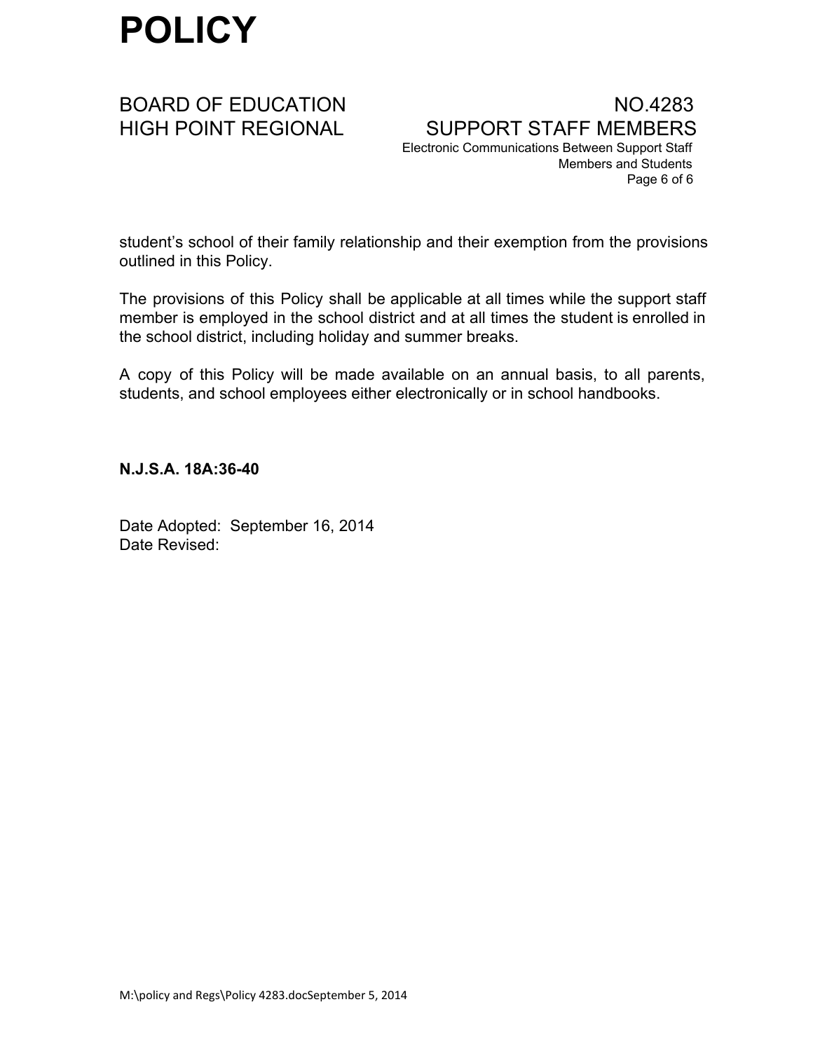student's school of their family relationship and their exemption from the provisions outlined in this Policy.

The provisions of this Policy shall be applicable at all times while the support staff member is employed in the school district and at all times the student is enrolled in the school district, including holiday and summer breaks.

A copy of this Policy will be made available on an annual basis, to all parents, students, and school employees either electronically or in school handbooks.

**N.J.S.A. 18A:36-40**

Date Adopted: September 16, 2014
Date Revised: